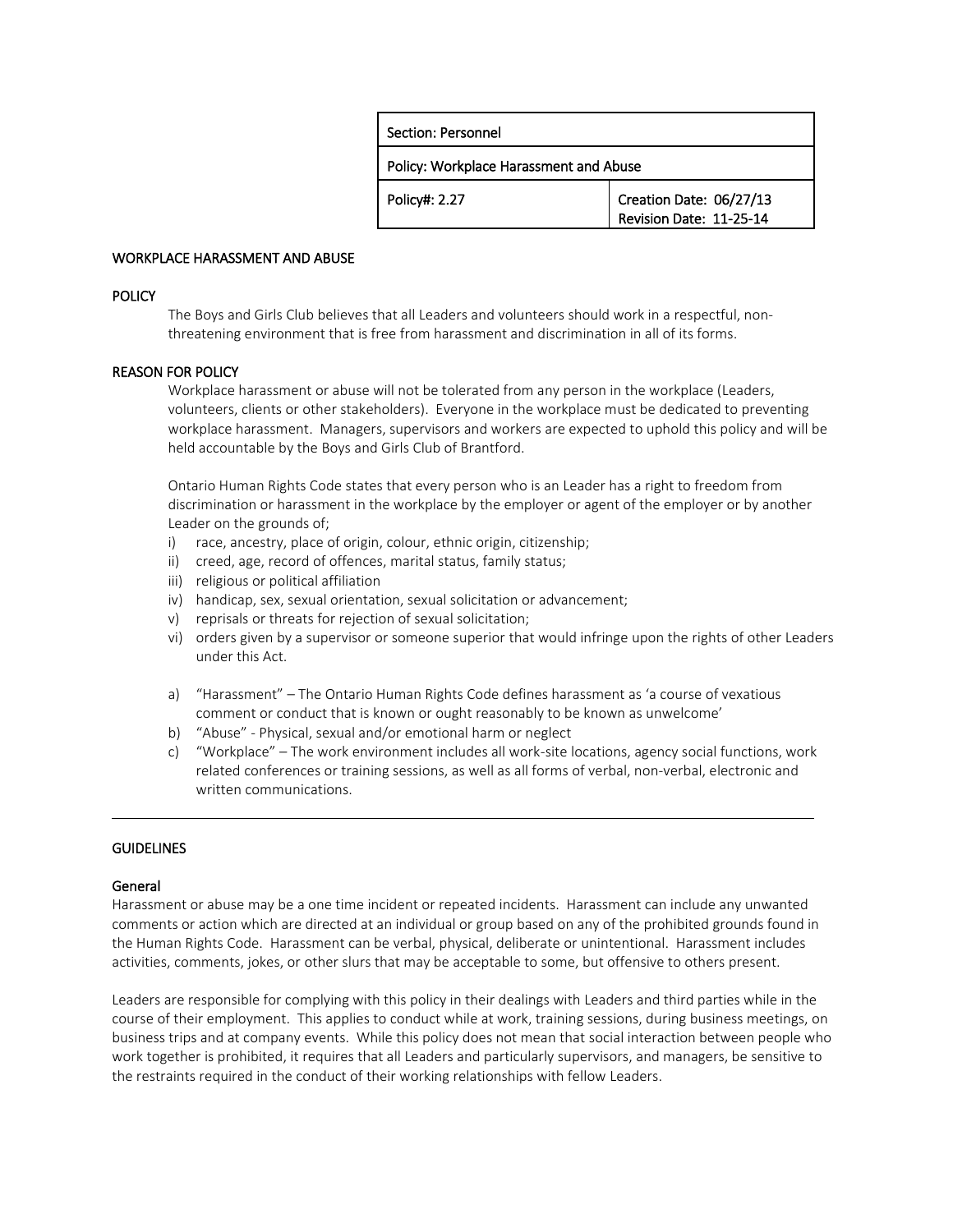| Section: Personnel | |
| --- | --- |
| Policy: Workplace Harassment and Abuse | |
| Policy#: 2.27 | Creation Date: 06/27/13<br>Revision Date: 11-25-14 |

# WORKPLACE HARASSMENT AND ABUSE

## POLICY

The Boys and Girls Club believes that all Leaders and volunteers should work in a respectful, non-threatening environment that is free from harassment and discrimination in all of its forms.

## REASON FOR POLICY

Workplace harassment or abuse will not be tolerated from any person in the workplace (Leaders, volunteers, clients or other stakeholders). Everyone in the workplace must be dedicated to preventing workplace harassment. Managers, supervisors and workers are expected to uphold this policy and will be held accountable by the Boys and Girls Club of Brantford.

Ontario Human Rights Code states that every person who is an Leader has a right to freedom from discrimination or harassment in the workplace by the employer or agent of the employer or by another Leader on the grounds of;

i) race, ancestry, place of origin, colour, ethnic origin, citizenship;
ii) creed, age, record of offences, marital status, family status;
iii) religious or political affiliation
iv) handicap, sex, sexual orientation, sexual solicitation or advancement;
v) reprisals or threats for rejection of sexual solicitation;
vi) orders given by a supervisor or someone superior that would infringe upon the rights of other Leaders under this Act.

a) "Harassment" – The Ontario Human Rights Code defines harassment as 'a course of vexatious comment or conduct that is known or ought reasonably to be known as unwelcome'
b) "Abuse" - Physical, sexual and/or emotional harm or neglect
c) "Workplace" – The work environment includes all work-site locations, agency social functions, work related conferences or training sessions, as well as all forms of verbal, non-verbal, electronic and written communications.

---

## GUIDELINES

### General

Harassment or abuse may be a one time incident or repeated incidents. Harassment can include any unwanted comments or action which are directed at an individual or group based on any of the prohibited grounds found in the Human Rights Code. Harassment can be verbal, physical, deliberate or unintentional. Harassment includes activities, comments, jokes, or other slurs that may be acceptable to some, but offensive to others present.

Leaders are responsible for complying with this policy in their dealings with Leaders and third parties while in the course of their employment. This applies to conduct while at work, training sessions, during business meetings, on business trips and at company events. While this policy does not mean that social interaction between people who work together is prohibited, it requires that all Leaders and particularly supervisors, and managers, be sensitive to the restraints required in the conduct of their working relationships with fellow Leaders.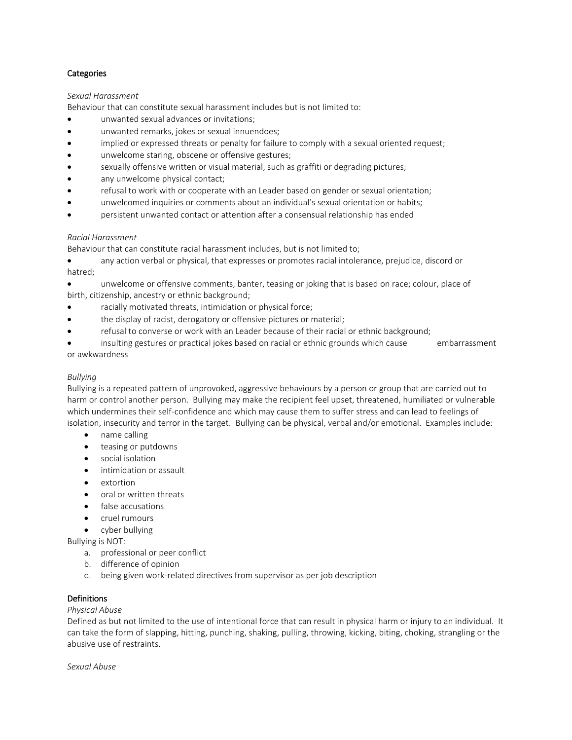**Categories**

*Sexual Harassment*

Behaviour that can constitute sexual harassment includes but is not limited to:

- unwanted sexual advances or invitations;
- unwanted remarks, jokes or sexual innuendoes;
- implied or expressed threats or penalty for failure to comply with a sexual oriented request;
- unwelcome staring, obscene or offensive gestures;
- sexually offensive written or visual material, such as graffiti or degrading pictures;
- any unwelcome physical contact;
- refusal to work with or cooperate with an Leader based on gender or sexual orientation;
- unwelcomed inquiries or comments about an individual's sexual orientation or habits;
- persistent unwanted contact or attention after a consensual relationship has ended

*Racial Harassment*

Behaviour that can constitute racial harassment includes, but is not limited to;

- any action verbal or physical, that expresses or promotes racial intolerance, prejudice, discord or hatred;
- unwelcome or offensive comments, banter, teasing or joking that is based on race; colour, place of birth, citizenship, ancestry or ethnic background;
- racially motivated threats, intimidation or physical force;
- the display of racist, derogatory or offensive pictures or material;
- refusal to converse or work with an Leader because of their racial or ethnic background;
- insulting gestures or practical jokes based on racial or ethnic grounds which cause embarrassment or awkwardness

*Bullying*

Bullying is a repeated pattern of unprovoked, aggressive behaviours by a person or group that are carried out to harm or control another person. Bullying may make the recipient feel upset, threatened, humiliated or vulnerable which undermines their self-confidence and which may cause them to suffer stress and can lead to feelings of isolation, insecurity and terror in the target. Bullying can be physical, verbal and/or emotional. Examples include:

- name calling
- teasing or putdowns
- social isolation
- intimidation or assault
- extortion
- oral or written threats
- false accusations
- cruel rumours
- cyber bullying

Bullying is NOT:

a. professional or peer conflict
b. difference of opinion
c. being given work-related directives from supervisor as per job description

**Definitions**

*Physical Abuse*

Defined as but not limited to the use of intentional force that can result in physical harm or injury to an individual. It can take the form of slapping, hitting, punching, shaking, pulling, throwing, kicking, biting, choking, strangling or the abusive use of restraints.

*Sexual Abuse*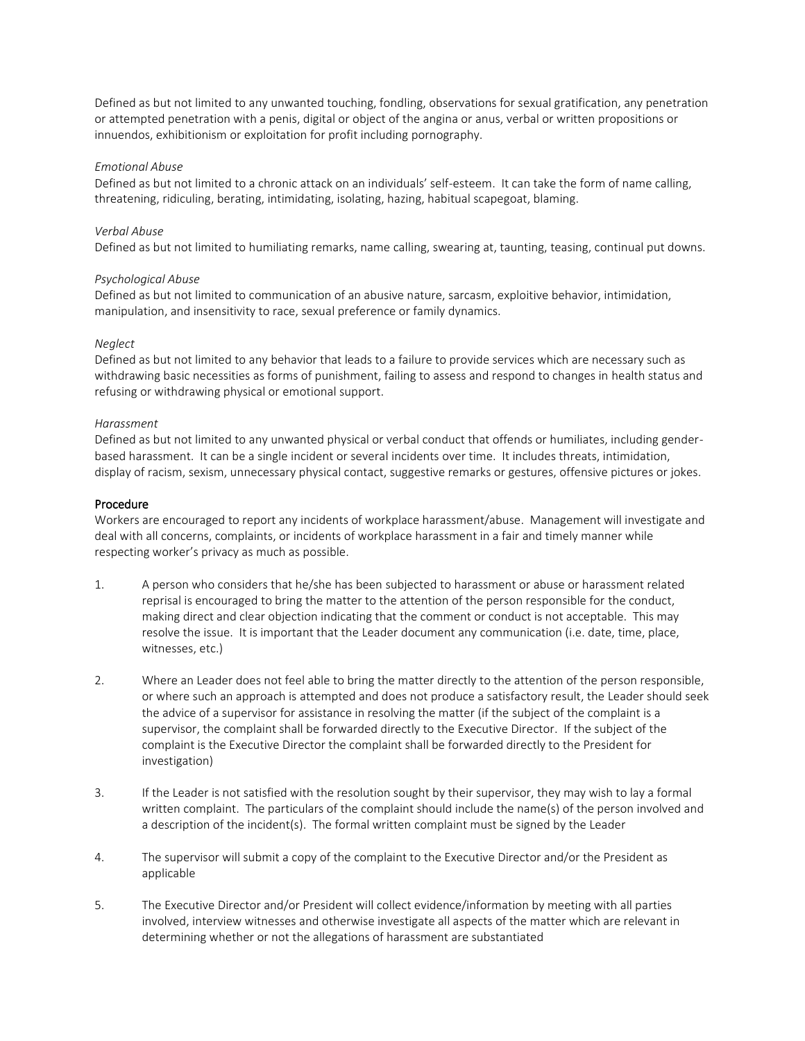Defined as but not limited to any unwanted touching, fondling, observations for sexual gratification, any penetration or attempted penetration with a penis, digital or object of the angina or anus, verbal or written propositions or innuendos, exhibitionism or exploitation for profit including pornography.

*Emotional Abuse*
Defined as but not limited to a chronic attack on an individuals' self-esteem. It can take the form of name calling, threatening, ridiculing, berating, intimidating, isolating, hazing, habitual scapegoat, blaming.

*Verbal Abuse*
Defined as but not limited to humiliating remarks, name calling, swearing at, taunting, teasing, continual put downs.

*Psychological Abuse*
Defined as but not limited to communication of an abusive nature, sarcasm, exploitive behavior, intimidation, manipulation, and insensitivity to race, sexual preference or family dynamics.

*Neglect*
Defined as but not limited to any behavior that leads to a failure to provide services which are necessary such as withdrawing basic necessities as forms of punishment, failing to assess and respond to changes in health status and refusing or withdrawing physical or emotional support.

*Harassment*
Defined as but not limited to any unwanted physical or verbal conduct that offends or humiliates, including gender-based harassment. It can be a single incident or several incidents over time. It includes threats, intimidation, display of racism, sexism, unnecessary physical contact, suggestive remarks or gestures, offensive pictures or jokes.

## Procedure

Workers are encouraged to report any incidents of workplace harassment/abuse. Management will investigate and deal with all concerns, complaints, or incidents of workplace harassment in a fair and timely manner while respecting worker's privacy as much as possible.

1. A person who considers that he/she has been subjected to harassment or abuse or harassment related reprisal is encouraged to bring the matter to the attention of the person responsible for the conduct, making direct and clear objection indicating that the comment or conduct is not acceptable. This may resolve the issue. It is important that the Leader document any communication (i.e. date, time, place, witnesses, etc.)

2. Where an Leader does not feel able to bring the matter directly to the attention of the person responsible, or where such an approach is attempted and does not produce a satisfactory result, the Leader should seek the advice of a supervisor for assistance in resolving the matter (if the subject of the complaint is a supervisor, the complaint shall be forwarded directly to the Executive Director. If the subject of the complaint is the Executive Director the complaint shall be forwarded directly to the President for investigation)

3. If the Leader is not satisfied with the resolution sought by their supervisor, they may wish to lay a formal written complaint. The particulars of the complaint should include the name(s) of the person involved and a description of the incident(s). The formal written complaint must be signed by the Leader

4. The supervisor will submit a copy of the complaint to the Executive Director and/or the President as applicable

5. The Executive Director and/or President will collect evidence/information by meeting with all parties involved, interview witnesses and otherwise investigate all aspects of the matter which are relevant in determining whether or not the allegations of harassment are substantiated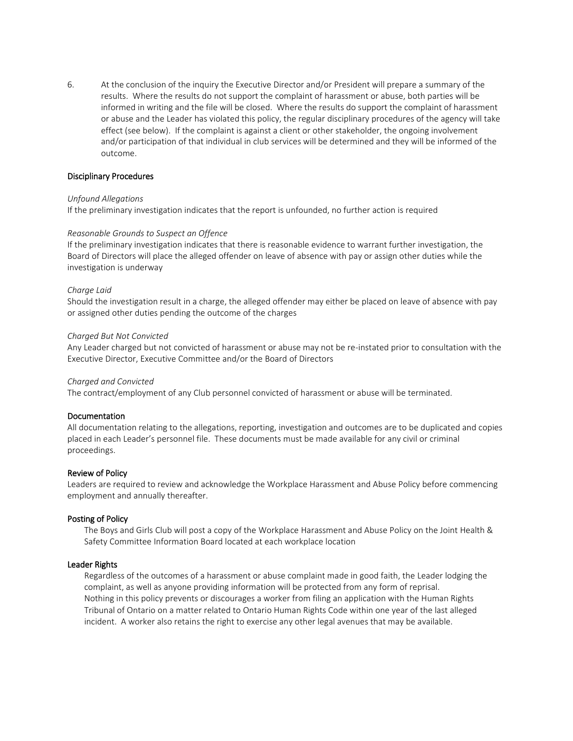6. At the conclusion of the inquiry the Executive Director and/or President will prepare a summary of the results. Where the results do not support the complaint of harassment or abuse, both parties will be informed in writing and the file will be closed. Where the results do support the complaint of harassment or abuse and the Leader has violated this policy, the regular disciplinary procedures of the agency will take effect (see below). If the complaint is against a client or other stakeholder, the ongoing involvement and/or participation of that individual in club services will be determined and they will be informed of the outcome.

## Disciplinary Procedures

*Unfound Allegations*

If the preliminary investigation indicates that the report is unfounded, no further action is required

*Reasonable Grounds to Suspect an Offence*

If the preliminary investigation indicates that there is reasonable evidence to warrant further investigation, the Board of Directors will place the alleged offender on leave of absence with pay or assign other duties while the investigation is underway

*Charge Laid*

Should the investigation result in a charge, the alleged offender may either be placed on leave of absence with pay or assigned other duties pending the outcome of the charges

*Charged But Not Convicted*

Any Leader charged but not convicted of harassment or abuse may not be re-instated prior to consultation with the Executive Director, Executive Committee and/or the Board of Directors

*Charged and Convicted*

The contract/employment of any Club personnel convicted of harassment or abuse will be terminated.

## Documentation

All documentation relating to the allegations, reporting, investigation and outcomes are to be duplicated and copies placed in each Leader's personnel file. These documents must be made available for any civil or criminal proceedings.

## Review of Policy

Leaders are required to review and acknowledge the Workplace Harassment and Abuse Policy before commencing employment and annually thereafter.

## Posting of Policy

The Boys and Girls Club will post a copy of the Workplace Harassment and Abuse Policy on the Joint Health & Safety Committee Information Board located at each workplace location

## Leader Rights

Regardless of the outcomes of a harassment or abuse complaint made in good faith, the Leader lodging the complaint, as well as anyone providing information will be protected from any form of reprisal. Nothing in this policy prevents or discourages a worker from filing an application with the Human Rights Tribunal of Ontario on a matter related to Ontario Human Rights Code within one year of the last alleged incident. A worker also retains the right to exercise any other legal avenues that may be available.